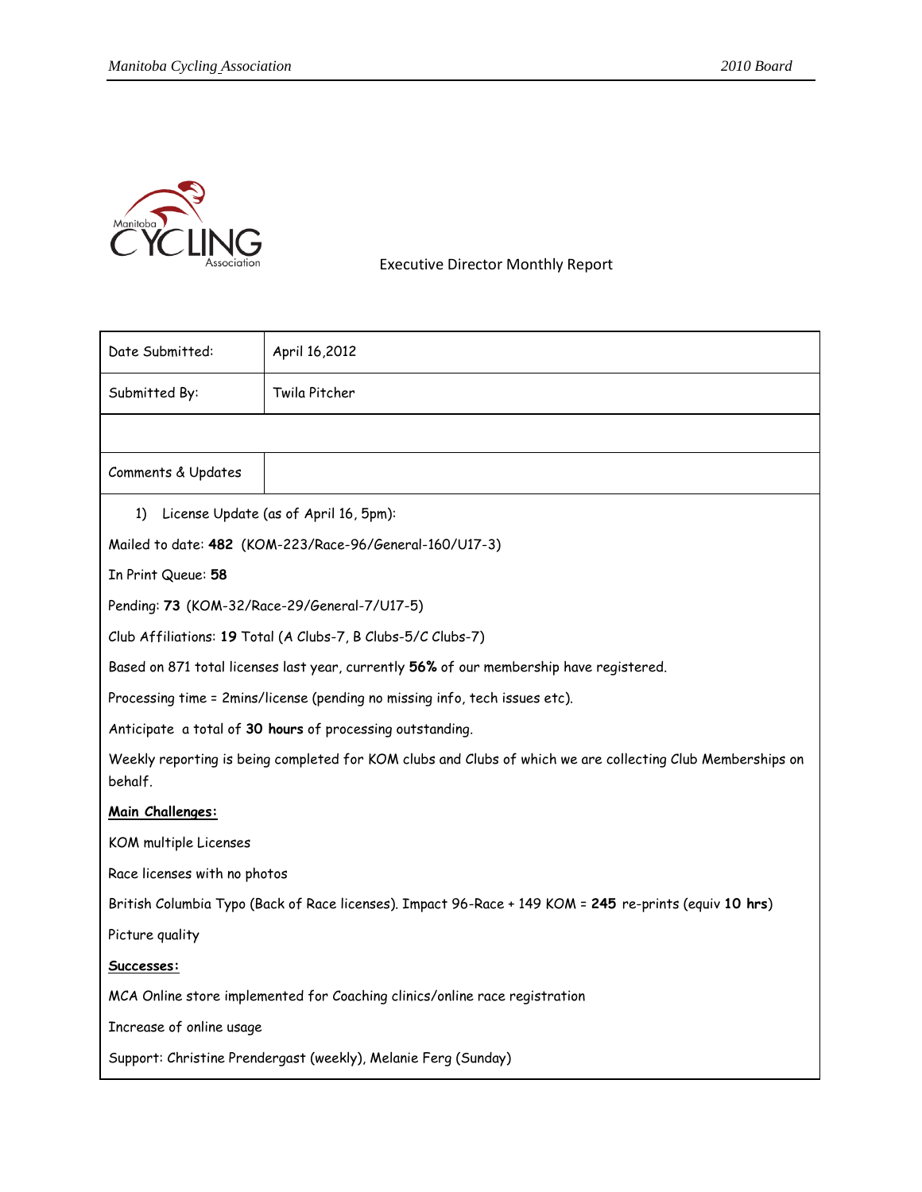Executive Director Monthly Report

| Date Submitted: | April 16,2012 |
|---|---|
| Submitted By: | Twila Pitcher |
| | |
| Comments & Updates | |

1) License Update (as of April 16, 5pm):

Mailed to date: **482** (KOM-223/Race-96/General-160/U17-3)

In Print Queue: **58**

Pending: **73** (KOM-32/Race-29/General-7/U17-5)

Club Affiliations: **19** Total (A Clubs-7, B Clubs-5/C Clubs-7)

Based on 871 total licenses last year, currently **56%** of our membership have registered.

Processing time = 2mins/license (pending no missing info, tech issues etc).

Anticipate a total of **30 hours** of processing outstanding.

Weekly reporting is being completed for KOM clubs and Clubs of which we are collecting Club Memberships on behalf.

**Main Challenges:**

KOM multiple Licenses

Race licenses with no photos

British Columbia Typo (Back of Race licenses). Impact 96-Race + 149 KOM = **245** re-prints (equiv **10 hrs**)

Picture quality

**Successes:**

MCA Online store implemented for Coaching clinics/online race registration

Increase of online usage

Support: Christine Prendergast (weekly), Melanie Ferg (Sunday)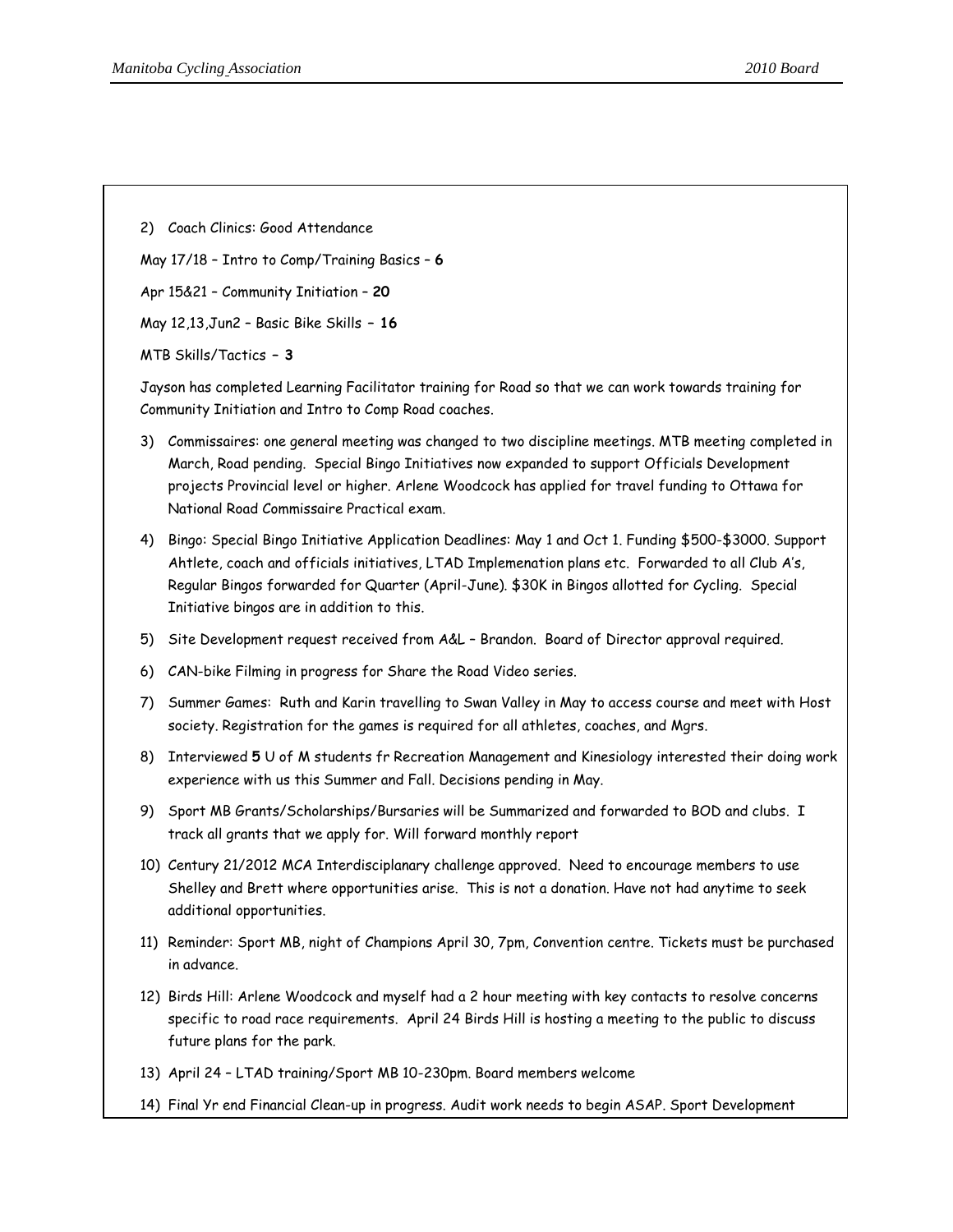2) Coach Clinics: Good Attendance

May 17/18 – Intro to Comp/Training Basics – **6**

Apr 15&21 – Community Initiation – **20**

May 12,13,Jun2 – Basic Bike Skills – **16**

MTB Skills/Tactics – **3**

Jayson has completed Learning Facilitator training for Road so that we can work towards training for Community Initiation and Intro to Comp Road coaches.

3) Commissaires: one general meeting was changed to two discipline meetings. MTB meeting completed in March, Road pending. Special Bingo Initiatives now expanded to support Officials Development projects Provincial level or higher. Arlene Woodcock has applied for travel funding to Ottawa for National Road Commissaire Practical exam.
4) Bingo: Special Bingo Initiative Application Deadlines: May 1 and Oct 1. Funding $500-$3000. Support Ahtlete, coach and officials initiatives, LTAD Implemenation plans etc. Forwarded to all Club A's, Regular Bingos forwarded for Quarter (April-June). $30K in Bingos allotted for Cycling. Special Initiative bingos are in addition to this.
5) Site Development request received from A&L – Brandon. Board of Director approval required.
6) CAN-bike Filming in progress for Share the Road Video series.
7) Summer Games: Ruth and Karin travelling to Swan Valley in May to access course and meet with Host society. Registration for the games is required for all athletes, coaches, and Mgrs.
8) Interviewed **5** U of M students fr Recreation Management and Kinesiology interested their doing work experience with us this Summer and Fall. Decisions pending in May.
9) Sport MB Grants/Scholarships/Bursaries will be Summarized and forwarded to BOD and clubs. I track all grants that we apply for. Will forward monthly report
10) Century 21/2012 MCA Interdisciplanary challenge approved. Need to encourage members to use Shelley and Brett where opportunities arise. This is not a donation. Have not had anytime to seek additional opportunities.
11) Reminder: Sport MB, night of Champions April 30, 7pm, Convention centre. Tickets must be purchased in advance.
12) Birds Hill: Arlene Woodcock and myself had a 2 hour meeting with key contacts to resolve concerns specific to road race requirements. April 24 Birds Hill is hosting a meeting to the public to discuss future plans for the park.
13) April 24 – LTAD training/Sport MB 10-230pm. Board members welcome
14) Final Yr end Financial Clean-up in progress. Audit work needs to begin ASAP. Sport Development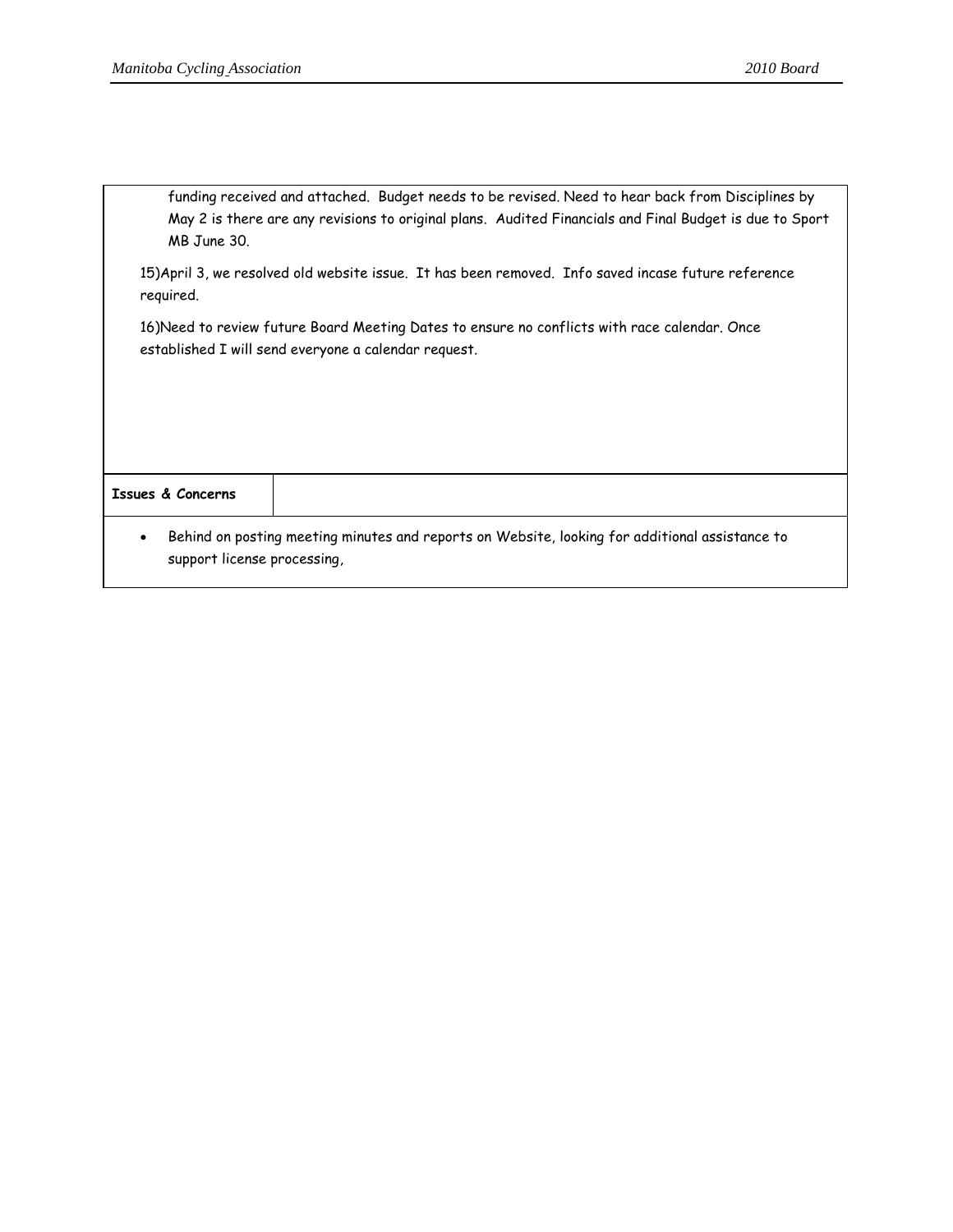funding received and attached. Budget needs to be revised. Need to hear back from Disciplines by May 2 is there are any revisions to original plans. Audited Financials and Final Budget is due to Sport MB June 30.

15)April 3, we resolved old website issue. It has been removed. Info saved incase future reference required.

16)Need to review future Board Meeting Dates to ensure no conflicts with race calendar. Once established I will send everyone a calendar request.

| **Issues & Concerns** | |
|---|---|

- Behind on posting meeting minutes and reports on Website, looking for additional assistance to support license processing,